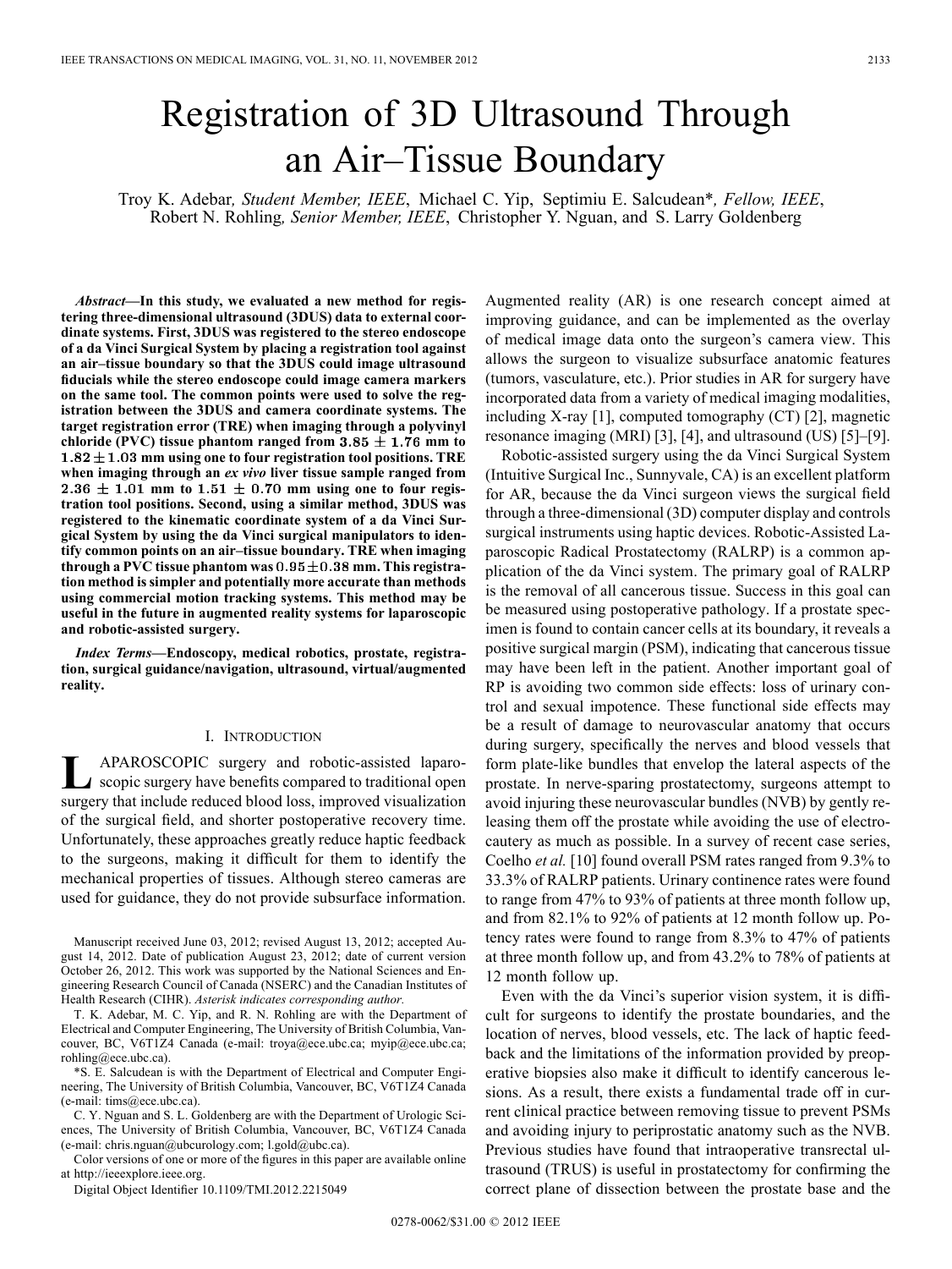# Registration of 3D Ultrasound Through an Air–Tissue Boundary

Troy K. Adebar, *Student Member, IEEE*, Michael C. Yip, Septimiu E. Salcudean\*, *Fellow, IEEE*, Robert N. Rohling, *Senior Member, IEEE*, Christopher Y. Nguan, and S. Larry Goldenberg

***Abstract*—In this study, we evaluated a new method for registering three-dimensional ultrasound (3DUS) data to external coordinate systems. First, 3DUS was registered to the stereo endoscope of a da Vinci Surgical System by placing a registration tool against an air–tissue boundary so that the 3DUS could image ultrasound fiducials while the stereo endoscope could image camera markers on the same tool. The common points were used to solve the registration between the 3DUS and camera coordinate systems. The target registration error (TRE) when imaging through a polyvinyl chloride (PVC) tissue phantom ranged from $3.85 \pm 1.76$ mm to $1.82 \pm 1.03$ mm using one to four registration tool positions. TRE when imaging through an *ex vivo* liver tissue sample ranged from $2.36 \pm 1.01$ mm to $1.51 \pm 0.70$ mm using one to four registration tool positions. Second, using a similar method, 3DUS was registered to the kinematic coordinate system of a da Vinci Surgical System by using the da Vinci surgical manipulators to identify common points on an air–tissue boundary. TRE when imaging through a PVC tissue phantom was $0.95 \pm 0.38$ mm. This registration method is simpler and potentially more accurate than methods using commercial motion tracking systems. This method may be useful in the future in augmented reality systems for laparoscopic and robotic-assisted surgery.**

***Index Terms*—Endoscopy, medical robotics, prostate, registration, surgical guidance/navigation, ultrasound, virtual/augmented reality.**

## I. Introduction

Laparoscopic surgery and robotic-assisted laparoscopic surgery have benefits compared to traditional open surgery that include reduced blood loss, improved visualization of the surgical field, and shorter postoperative recovery time. Unfortunately, these approaches greatly reduce haptic feedback to the surgeons, making it difficult for them to identify the mechanical properties of tissues. Although stereo cameras are used for guidance, they do not provide subsurface information. Augmented reality (AR) is one research concept aimed at improving guidance, and can be implemented as the overlay of medical image data onto the surgeon's camera view. This allows the surgeon to visualize subsurface anatomic features (tumors, vasculature, etc.). Prior studies in AR for surgery have incorporated data from a variety of medical imaging modalities, including X-ray [1], computed tomography (CT) [2], magnetic resonance imaging (MRI) [3], [4], and ultrasound (US) [5]–[9].

Robotic-assisted surgery using the da Vinci Surgical System (Intuitive Surgical Inc., Sunnyvale, CA) is an excellent platform for AR, because the da Vinci surgeon views the surgical field through a three-dimensional (3D) computer display and controls surgical instruments using haptic devices. Robotic-Assisted Laparoscopic Radical Prostatectomy (RALRP) is a common application of the da Vinci system. The primary goal of RALRP is the removal of all cancerous tissue. Success in this goal can be measured using postoperative pathology. If a prostate specimen is found to contain cancer cells at its boundary, it reveals a positive surgical margin (PSM), indicating that cancerous tissue may have been left in the patient. Another important goal of RP is avoiding two common side effects: loss of urinary control and sexual impotence. These functional side effects may be a result of damage to neurovascular anatomy that occurs during surgery, specifically the nerves and blood vessels that form plate-like bundles that envelop the lateral aspects of the prostate. In nerve-sparing prostatectomy, surgeons attempt to avoid injuring these neurovascular bundles (NVB) by gently releasing them off the prostate while avoiding the use of electrocautery as much as possible. In a survey of recent case series, Coelho *et al.* [10] found overall PSM rates ranged from 9.3% to 33.3% of RALRP patients. Urinary continence rates were found to range from 47% to 93% of patients at three month follow up, and from 82.1% to 92% of patients at 12 month follow up. Potency rates were found to range from 8.3% to 47% of patients at three month follow up, and from 43.2% to 78% of patients at 12 month follow up.

Even with the da Vinci's superior vision system, it is difficult for surgeons to identify the prostate boundaries, and the location of nerves, blood vessels, etc. The lack of haptic feedback and the limitations of the information provided by preoperative biopsies also make it difficult to identify cancerous lesions. As a result, there exists a fundamental trade off in current clinical practice between removing tissue to prevent PSMs and avoiding injury to periprostatic anatomy such as the NVB. Previous studies have found that intraoperative transrectal ultrasound (TRUS) is useful in prostatectomy for confirming the correct plane of dissection between the prostate base and the

Manuscript received June 03, 2012; revised August 13, 2012; accepted August 14, 2012. Date of publication August 23, 2012; date of current version October 26, 2012. This work was supported by the National Sciences and Engineering Research Council of Canada (NSERC) and the Canadian Institutes of Health Research (CIHR). *Asterisk indicates corresponding author.*

T. K. Adebar, M. C. Yip, and R. N. Rohling are with the Department of Electrical and Computer Engineering, The University of British Columbia, Vancouver, BC, V6T1Z4 Canada (e-mail: troya@ece.ubc.ca; myip@ece.ubc.ca; rohling@ece.ubc.ca).

\*S. E. Salcudean is with the Department of Electrical and Computer Engineering, The University of British Columbia, Vancouver, BC, V6T1Z4 Canada (e-mail: tims@ece.ubc.ca).

C. Y. Nguan and S. L. Goldenberg are with the Department of Urologic Sciences, The University of British Columbia, Vancouver, BC, V6T1Z4 Canada (e-mail: chris.nguan@ubcurology.com; l.gold@ubc.ca).

Color versions of one or more of the figures in this paper are available online at http://ieeexplore.ieee.org.

Digital Object Identifier 10.1109/TMI.2012.2215049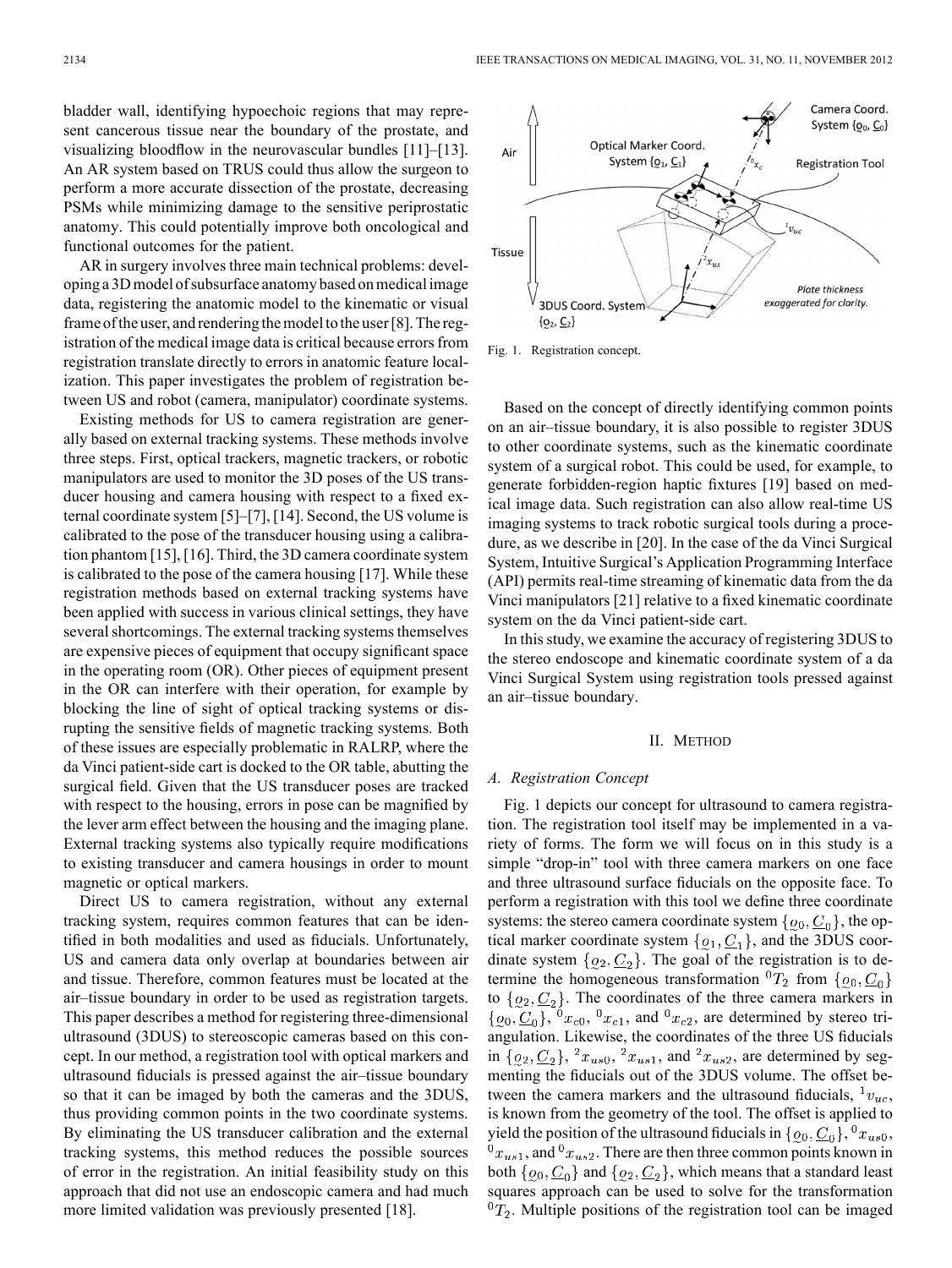bladder wall, identifying hypoechoic regions that may represent cancerous tissue near the boundary of the prostate, and visualizing bloodflow in the neurovascular bundles [11]–[13]. An AR system based on TRUS could thus allow the surgeon to perform a more accurate dissection of the prostate, decreasing PSMs while minimizing damage to the sensitive periprostatic anatomy. This could potentially improve both oncological and functional outcomes for the patient.

AR in surgery involves three main technical problems: developing a 3D model of subsurface anatomy based on medical image data, registering the anatomic model to the kinematic or visual frame of the user, and rendering the model to the user [8]. The registration of the medical image data is critical because errors from registration translate directly to errors in anatomic feature localization. This paper investigates the problem of registration between US and robot (camera, manipulator) coordinate systems.

Existing methods for US to camera registration are generally based on external tracking systems. These methods involve three steps. First, optical trackers, magnetic trackers, or robotic manipulators are used to monitor the 3D poses of the US transducer housing and camera housing with respect to a fixed external coordinate system [5]–[7], [14]. Second, the US volume is calibrated to the pose of the transducer housing using a calibration phantom [15], [16]. Third, the 3D camera coordinate system is calibrated to the pose of the camera housing [17]. While these registration methods based on external tracking systems have been applied with success in various clinical settings, they have several shortcomings. The external tracking systems themselves are expensive pieces of equipment that occupy significant space in the operating room (OR). Other pieces of equipment present in the OR can interfere with their operation, for example by blocking the line of sight of optical tracking systems or disrupting the sensitive fields of magnetic tracking systems. Both of these issues are especially problematic in RALRP, where the da Vinci patient-side cart is docked to the OR table, abutting the surgical field. Given that the US transducer poses are tracked with respect to the housing, errors in pose can be magnified by the lever arm effect between the housing and the imaging plane. External tracking systems also typically require modifications to existing transducer and camera housings in order to mount magnetic or optical markers.

Direct US to camera registration, without any external tracking system, requires common features that can be identified in both modalities and used as fiducials. Unfortunately, US and camera data only overlap at boundaries between air and tissue. Therefore, common features must be located at the air–tissue boundary in order to be used as registration targets. This paper describes a method for registering three-dimensional ultrasound (3DUS) to stereoscopic cameras based on this concept. In our method, a registration tool with optical markers and ultrasound fiducials is pressed against the air–tissue boundary so that it can be imaged by both the cameras and the 3DUS, thus providing common points in the two coordinate systems. By eliminating the US transducer calibration and the external tracking systems, this method reduces the possible sources of error in the registration. An initial feasibility study on this approach that did not use an endoscopic camera and had much more limited validation was previously presented [18].

Air

Tissue

Camera Coord. System $\{\underline{o}_0, \underline{C}_0\}$

Optical Marker Coord. System $\{\underline{o}_1, \underline{C}_1\}$

Registration Tool

$^0x_c$

$^1v_{uc}$

$^2x_{us}$

3DUS Coord. System $\{\underline{o}_2, \underline{C}_2\}$

Plate thickness exaggerated for clarity.

Fig. 1. Registration concept.

Based on the concept of directly identifying common points on an air–tissue boundary, it is also possible to register 3DUS to other coordinate systems, such as the kinematic coordinate system of a surgical robot. This could be used, for example, to generate forbidden-region haptic fixtures [19] based on medical image data. Such registration can also allow real-time US imaging systems to track robotic surgical tools during a procedure, as we describe in [20]. In the case of the da Vinci Surgical System, Intuitive Surgical's Application Programming Interface (API) permits real-time streaming of kinematic data from the da Vinci manipulators [21] relative to a fixed kinematic coordinate system on the da Vinci patient-side cart.

In this study, we examine the accuracy of registering 3DUS to the stereo endoscope and kinematic coordinate system of a da Vinci Surgical System using registration tools pressed against an air–tissue boundary.

## II. Method

### A. Registration Concept

Fig. 1 depicts our concept for ultrasound to camera registration. The registration tool itself may be implemented in a variety of forms. The form we will focus on in this study is a simple "drop-in" tool with three camera markers on one face and three ultrasound surface fiducials on the opposite face. To perform a registration with this tool we define three coordinate systems: the stereo camera coordinate system $\{\underline{o}_0, \underline{C}_0\}$, the optical marker coordinate system $\{\underline{o}_1, \underline{C}_1\}$, and the 3DUS coordinate system $\{\underline{o}_2, \underline{C}_2\}$. The goal of the registration is to determine the homogeneous transformation $^0T_2$ from $\{\underline{o}_0, \underline{C}_0\}$ to $\{\underline{o}_2, \underline{C}_2\}$. The coordinates of the three camera markers in $\{\underline{o}_0, \underline{C}_0\}$, $^0x_{c0}$, $^0x_{c1}$, and $^0x_{c2}$, are determined by stereo triangulation. Likewise, the coordinates of the three US fiducials in $\{\underline{o}_2, \underline{C}_2\}$, $^2x_{us0}$, $^2x_{us1}$, and $^2x_{us2}$, are determined by segmenting the fiducials out of the 3DUS volume. The offset between the camera markers and the ultrasound fiducials, $^1v_{uc}$, is known from the geometry of the tool. The offset is applied to yield the position of the ultrasound fiducials in $\{\underline{o}_0, \underline{C}_0\}$, $^0x_{us0}$, $^0x_{us1}$, and $^0x_{us2}$. There are then three common points known in both $\{\underline{o}_0, \underline{C}_0\}$ and $\{\underline{o}_2, \underline{C}_2\}$, which means that a standard least squares approach can be used to solve for the transformation $^0T_2$. Multiple positions of the registration tool can be imaged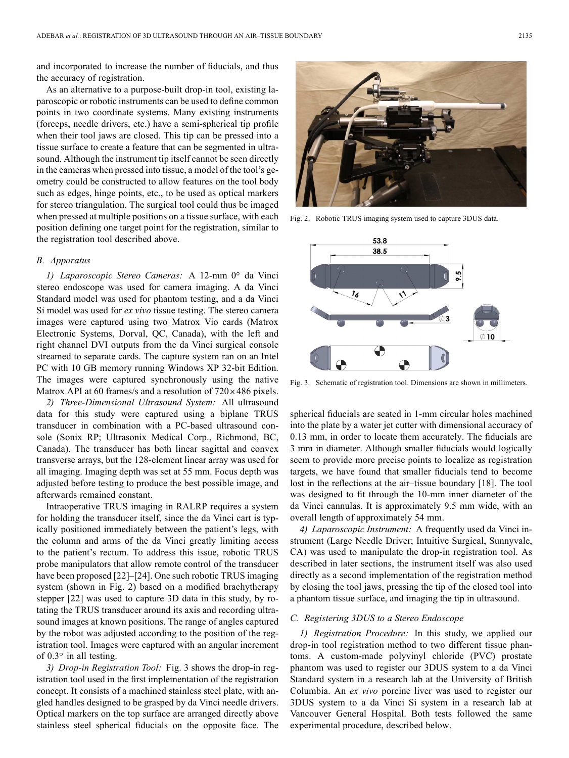and incorporated to increase the number of fiducials, and thus the accuracy of registration.

As an alternative to a purpose-built drop-in tool, existing laparoscopic or robotic instruments can be used to define common points in two coordinate systems. Many existing instruments (forceps, needle drivers, etc.) have a semi-spherical tip profile when their tool jaws are closed. This tip can be pressed into a tissue surface to create a feature that can be segmented in ultrasound. Although the instrument tip itself cannot be seen directly in the cameras when pressed into tissue, a model of the tool's geometry could be constructed to allow features on the tool body such as edges, hinge points, etc., to be used as optical markers for stereo triangulation. The surgical tool could thus be imaged when pressed at multiple positions on a tissue surface, with each position defining one target point for the registration, similar to the registration tool described above.

### B. Apparatus

*1) Laparoscopic Stereo Cameras:* A 12-mm 0° da Vinci stereo endoscope was used for camera imaging. A da Vinci Standard model was used for phantom testing, and a da Vinci Si model was used for *ex vivo* tissue testing. The stereo camera images were captured using two Matrox Vio cards (Matrox Electronic Systems, Dorval, QC, Canada), with the left and right channel DVI outputs from the da Vinci surgical console streamed to separate cards. The capture system ran on an Intel PC with 10 GB memory running Windows XP 32-bit Edition. The images were captured synchronously using the native Matrox API at 60 frames/s and a resolution of $720 \times 486$ pixels.

*2) Three-Dimensional Ultrasound System:* All ultrasound data for this study were captured using a biplane TRUS transducer in combination with a PC-based ultrasound console (Sonix RP; Ultrasonix Medical Corp., Richmond, BC, Canada). The transducer has both linear sagittal and convex transverse arrays, but the 128-element linear array was used for all imaging. Imaging depth was set at 55 mm. Focus depth was adjusted before testing to produce the best possible image, and afterwards remained constant.

Intraoperative TRUS imaging in RALRP requires a system for holding the transducer itself, since the da Vinci cart is typically positioned immediately between the patient's legs, with the column and arms of the da Vinci greatly limiting access to the patient's rectum. To address this issue, robotic TRUS probe manipulators that allow remote control of the transducer have been proposed [22]–[24]. One such robotic TRUS imaging system (shown in Fig. 2) based on a modified brachytherapy stepper [22] was used to capture 3D data in this study, by rotating the TRUS transducer around its axis and recording ultrasound images at known positions. The range of angles captured by the robot was adjusted according to the position of the registration tool. Images were captured with an angular increment of 0.3° in all testing.

*3) Drop-in Registration Tool:* Fig. 3 shows the drop-in registration tool used in the first implementation of the registration concept. It consists of a machined stainless steel plate, with angled handles designed to be grasped by da Vinci needle drivers. Optical markers on the top surface are arranged directly above stainless steel spherical fiducials on the opposite face. The spherical fiducials are seated in 1-mm circular holes machined into the plate by a water jet cutter with dimensional accuracy of 0.13 mm, in order to locate them accurately. The fiducials are 3 mm in diameter. Although smaller fiducials would logically seem to provide more precise points to localize as registration targets, we have found that smaller fiducials tend to become lost in the reflections at the air–tissue boundary [18]. The tool was designed to fit through the 10-mm inner diameter of the da Vinci cannulas. It is approximately 9.5 mm wide, with an overall length of approximately 54 mm.

Fig. 2. Robotic TRUS imaging system used to capture 3DUS data.

Fig. 3. Schematic of registration tool. Dimensions are shown in millimeters.

*4) Laparoscopic Instrument:* A frequently used da Vinci instrument (Large Needle Driver; Intuitive Surgical, Sunnyvale, CA) was used to manipulate the drop-in registration tool. As described in later sections, the instrument itself was also used directly as a second implementation of the registration method by closing the tool jaws, pressing the tip of the closed tool into a phantom tissue surface, and imaging the tip in ultrasound.

### C. Registering 3DUS to a Stereo Endoscope

*1) Registration Procedure:* In this study, we applied our drop-in tool registration method to two different tissue phantoms. A custom-made polyvinyl chloride (PVC) prostate phantom was used to register our 3DUS system to a da Vinci Standard system in a research lab at the University of British Columbia. An *ex vivo* porcine liver was used to register our 3DUS system to a da Vinci Si system in a research lab at Vancouver General Hospital. Both tests followed the same experimental procedure, described below.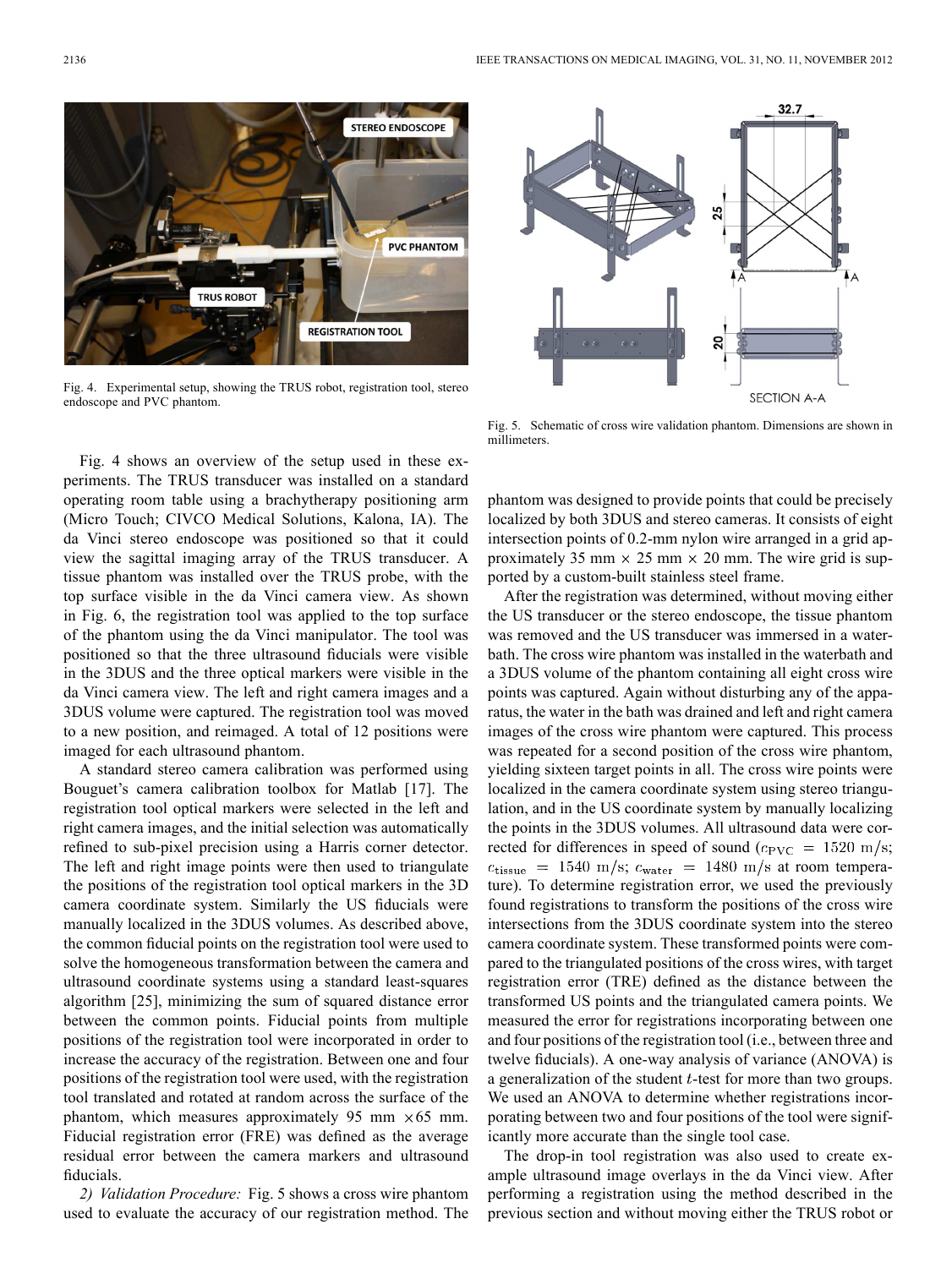Fig. 4. Experimental setup, showing the TRUS robot, registration tool, stereo endoscope and PVC phantom.

Fig. 5. Schematic of cross wire validation phantom. Dimensions are shown in millimeters.

Fig. 4 shows an overview of the setup used in these experiments. The TRUS transducer was installed on a standard operating room table using a brachytherapy positioning arm (Micro Touch; CIVCO Medical Solutions, Kalona, IA). The da Vinci stereo endoscope was positioned so that it could view the sagittal imaging array of the TRUS transducer. A tissue phantom was installed over the TRUS probe, with the top surface visible in the da Vinci camera view. As shown in Fig. 6, the registration tool was applied to the top surface of the phantom using the da Vinci manipulator. The tool was positioned so that the three ultrasound fiducials were visible in the 3DUS and the three optical markers were visible in the da Vinci camera view. The left and right camera images and a 3DUS volume were captured. The registration tool was moved to a new position, and reimaged. A total of 12 positions were imaged for each ultrasound phantom.

A standard stereo camera calibration was performed using Bouguet's camera calibration toolbox for Matlab [17]. The registration tool optical markers were selected in the left and right camera images, and the initial selection was automatically refined to sub-pixel precision using a Harris corner detector. The left and right image points were then used to triangulate the positions of the registration tool optical markers in the 3D camera coordinate system. Similarly the US fiducials were manually localized in the 3DUS volumes. As described above, the common fiducial points on the registration tool were used to solve the homogeneous transformation between the camera and ultrasound coordinate systems using a standard least-squares algorithm [25], minimizing the sum of squared distance error between the common points. Fiducial points from multiple positions of the registration tool were incorporated in order to increase the accuracy of the registration. Between one and four positions of the registration tool were used, with the registration tool translated and rotated at random across the surface of the phantom, which measures approximately 95 mm $\times$65 mm. Fiducial registration error (FRE) was defined as the average residual error between the camera markers and ultrasound fiducials.

*2) Validation Procedure:* Fig. 5 shows a cross wire phantom used to evaluate the accuracy of our registration method. The phantom was designed to provide points that could be precisely localized by both 3DUS and stereo cameras. It consists of eight intersection points of 0.2-mm nylon wire arranged in a grid approximately 35 mm $\times$ 25 mm $\times$ 20 mm. The wire grid is supported by a custom-built stainless steel frame.

After the registration was determined, without moving either the US transducer or the stereo endoscope, the tissue phantom was removed and the US transducer was immersed in a waterbath. The cross wire phantom was installed in the waterbath and a 3DUS volume of the phantom containing all eight cross wire points was captured. Again without disturbing any of the apparatus, the water in the bath was drained and left and right camera images of the cross wire phantom were captured. This process was repeated for a second position of the cross wire phantom, yielding sixteen target points in all. The cross wire points were localized in the camera coordinate system using stereo triangulation, and in the US coordinate system by manually localizing the points in the 3DUS volumes. All ultrasound data were corrected for differences in speed of sound ($c_{\mathrm{PVC}} = 1520$ m/s; $c_{\mathrm{tissue}} = 1540$ m/s; $c_{\mathrm{water}} = 1480$ m/s at room temperature). To determine registration error, we used the previously found registrations to transform the positions of the cross wire intersections from the 3DUS coordinate system into the stereo camera coordinate system. These transformed points were compared to the triangulated positions of the cross wires, with target registration error (TRE) defined as the distance between the transformed US points and the triangulated camera points. We measured the error for registrations incorporating between one and four positions of the registration tool (i.e., between three and twelve fiducials). A one-way analysis of variance (ANOVA) is a generalization of the student $t$-test for more than two groups. We used an ANOVA to determine whether registrations incorporating between two and four positions of the tool were significantly more accurate than the single tool case.

The drop-in tool registration was also used to create example ultrasound image overlays in the da Vinci view. After performing a registration using the method described in the previous section and without moving either the TRUS robot or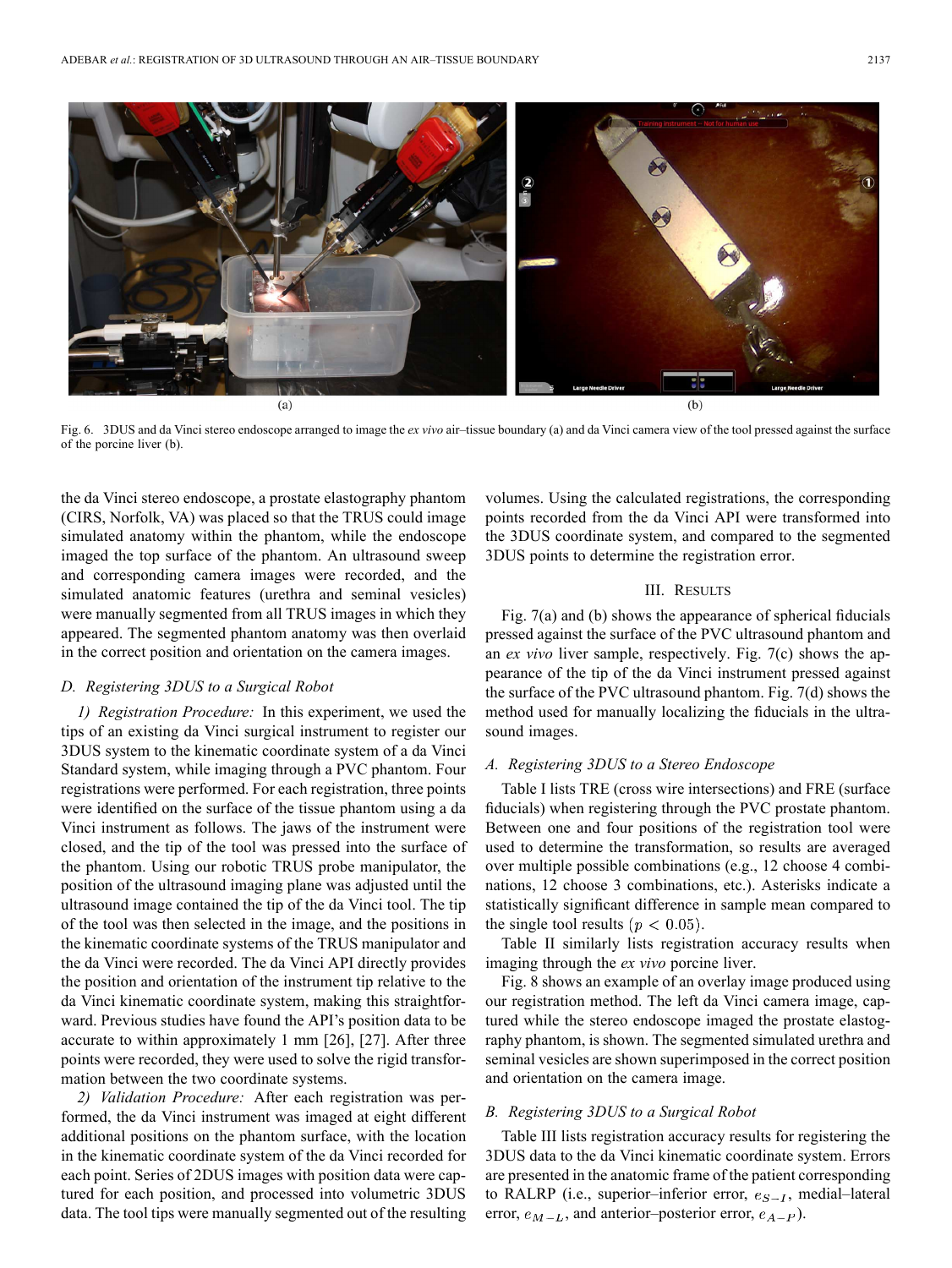Fig. 6. 3DUS and da Vinci stereo endoscope arranged to image the *ex vivo* air–tissue boundary (a) and da Vinci camera view of the tool pressed against the surface of the porcine liver (b).

the da Vinci stereo endoscope, a prostate elastography phantom (CIRS, Norfolk, VA) was placed so that the TRUS could image simulated anatomy within the phantom, while the endoscope imaged the top surface of the phantom. An ultrasound sweep and corresponding camera images were recorded, and the simulated anatomic features (urethra and seminal vesicles) were manually segmented from all TRUS images in which they appeared. The segmented phantom anatomy was then overlaid in the correct position and orientation on the camera images.

### D. Registering 3DUS to a Surgical Robot

*1) Registration Procedure:* In this experiment, we used the tips of an existing da Vinci surgical instrument to register our 3DUS system to the kinematic coordinate system of a da Vinci Standard system, while imaging through a PVC phantom. Four registrations were performed. For each registration, three points were identified on the surface of the tissue phantom using a da Vinci instrument as follows. The jaws of the instrument were closed, and the tip of the tool was pressed into the surface of the phantom. Using our robotic TRUS probe manipulator, the position of the ultrasound imaging plane was adjusted until the ultrasound image contained the tip of the da Vinci tool. The tip of the tool was then selected in the image, and the positions in the kinematic coordinate systems of the TRUS manipulator and the da Vinci were recorded. The da Vinci API directly provides the position and orientation of the instrument tip relative to the da Vinci kinematic coordinate system, making this straightforward. Previous studies have found the API's position data to be accurate to within approximately 1 mm [26], [27]. After three points were recorded, they were used to solve the rigid transformation between the two coordinate systems.

*2) Validation Procedure:* After each registration was performed, the da Vinci instrument was imaged at eight different additional positions on the phantom surface, with the location in the kinematic coordinate system of the da Vinci recorded for each point. Series of 2DUS images with position data were captured for each position, and processed into volumetric 3DUS data. The tool tips were manually segmented out of the resulting volumes. Using the calculated registrations, the corresponding points recorded from the da Vinci API were transformed into the 3DUS coordinate system, and compared to the segmented 3DUS points to determine the registration error.

## III. Results

Fig. 7(a) and (b) shows the appearance of spherical fiducials pressed against the surface of the PVC ultrasound phantom and an *ex vivo* liver sample, respectively. Fig. 7(c) shows the appearance of the tip of the da Vinci instrument pressed against the surface of the PVC ultrasound phantom. Fig. 7(d) shows the method used for manually localizing the fiducials in the ultrasound images.

### A. Registering 3DUS to a Stereo Endoscope

Table I lists TRE (cross wire intersections) and FRE (surface fiducials) when registering through the PVC prostate phantom. Between one and four positions of the registration tool were used to determine the transformation, so results are averaged over multiple possible combinations (e.g., 12 choose 4 combinations, 12 choose 3 combinations, etc.). Asterisks indicate a statistically significant difference in sample mean compared to the single tool results $(p < 0.05)$.

Table II similarly lists registration accuracy results when imaging through the *ex vivo* porcine liver.

Fig. 8 shows an example of an overlay image produced using our registration method. The left da Vinci camera image, captured while the stereo endoscope imaged the prostate elastography phantom, is shown. The segmented simulated urethra and seminal vesicles are shown superimposed in the correct position and orientation on the camera image.

### B. Registering 3DUS to a Surgical Robot

Table III lists registration accuracy results for registering the 3DUS data to the da Vinci kinematic coordinate system. Errors are presented in the anatomic frame of the patient corresponding to RALRP (i.e., superior–inferior error, $e_{S-I}$, medial–lateral error, $e_{M-L}$, and anterior–posterior error, $e_{A-P}$).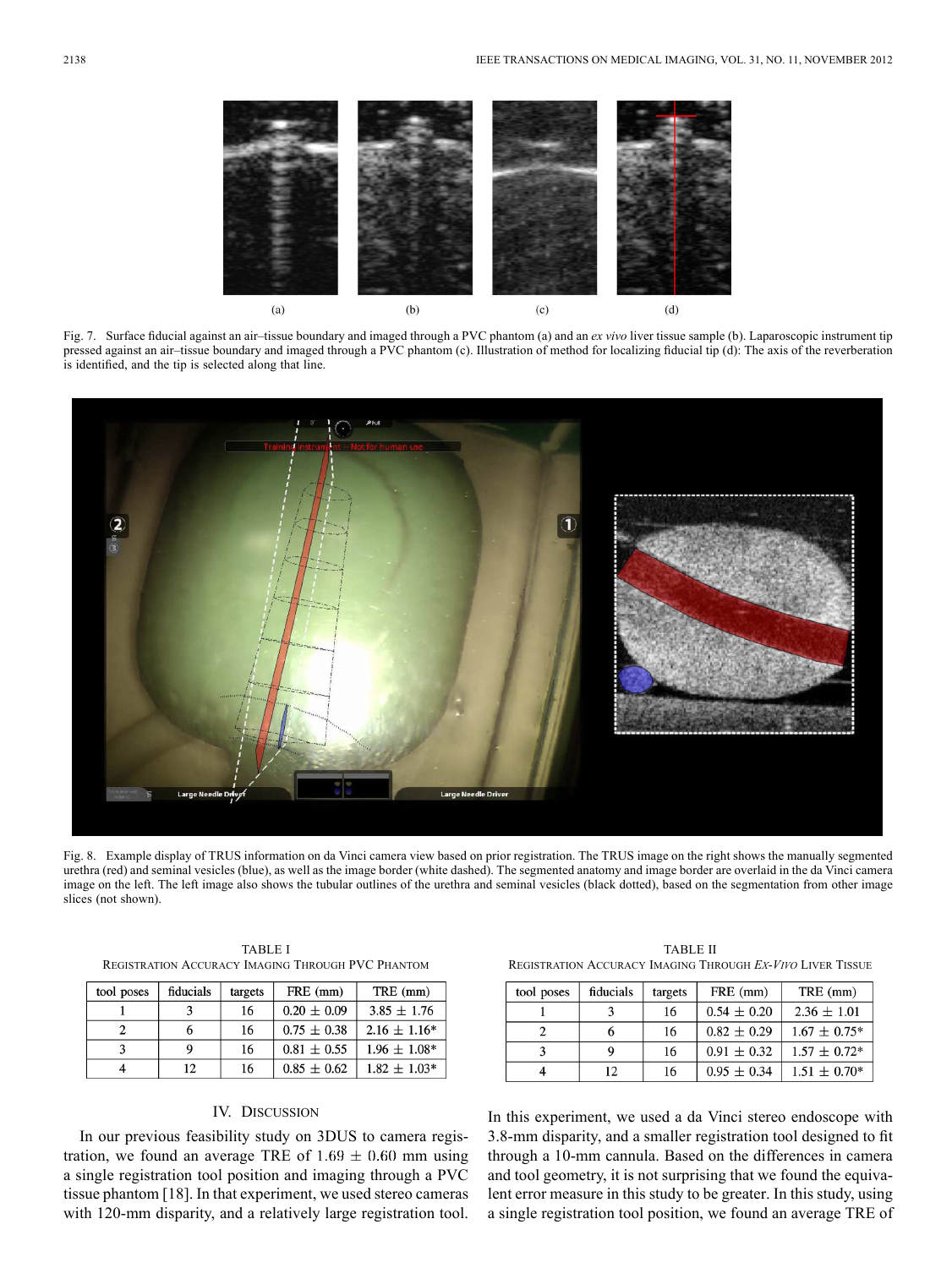Fig. 7. Surface fiducial against an air–tissue boundary and imaged through a PVC phantom (a) and an *ex vivo* liver tissue sample (b). Laparoscopic instrument tip pressed against an air–tissue boundary and imaged through a PVC phantom (c). Illustration of method for localizing fiducial tip (d): The axis of the reverberation is identified, and the tip is selected along that line.

Fig. 8. Example display of TRUS information on da Vinci camera view based on prior registration. The TRUS image on the right shows the manually segmented urethra (red) and seminal vesicles (blue), as well as the image border (white dashed). The segmented anatomy and image border are overlaid in the da Vinci camera image on the left. The left image also shows the tubular outlines of the urethra and seminal vesicles (black dotted), based on the segmentation from other image slices (not shown).

TABLE I
REGISTRATION ACCURACY IMAGING THROUGH PVC PHANTOM

| tool poses | fiducials | targets | FRE (mm) | TRE (mm) |
|---|---|---|---|---|
| 1 | 3 | 16 | $0.20 \pm 0.09$ | $3.85 \pm 1.76$ |
| 2 | 6 | 16 | $0.75 \pm 0.38$ | $2.16 \pm 1.16$* |
| 3 | 9 | 16 | $0.81 \pm 0.55$ | $1.96 \pm 1.08$* |
| 4 | 12 | 16 | $0.85 \pm 0.62$ | $1.82 \pm 1.03$* |

TABLE II
REGISTRATION ACCURACY IMAGING THROUGH *EX-VIVO* LIVER TISSUE

| tool poses | fiducials | targets | FRE (mm) | TRE (mm) |
|---|---|---|---|---|
| 1 | 3 | 16 | $0.54 \pm 0.20$ | $2.36 \pm 1.01$ |
| 2 | 6 | 16 | $0.82 \pm 0.29$ | $1.67 \pm 0.75$* |
| 3 | 9 | 16 | $0.91 \pm 0.32$ | $1.57 \pm 0.72$* |
| 4 | 12 | 16 | $0.95 \pm 0.34$ | $1.51 \pm 0.70$* |

## IV. DISCUSSION

In our previous feasibility study on 3DUS to camera registration, we found an average TRE of $1.69 \pm 0.60$ mm using a single registration tool position and imaging through a PVC tissue phantom [18]. In that experiment, we used stereo cameras with 120-mm disparity, and a relatively large registration tool. In this experiment, we used a da Vinci stereo endoscope with 3.8-mm disparity, and a smaller registration tool designed to fit through a 10-mm cannula. Based on the differences in camera and tool geometry, it is not surprising that we found the equivalent error measure in this study to be greater. In this study, using a single registration tool position, we found an average TRE of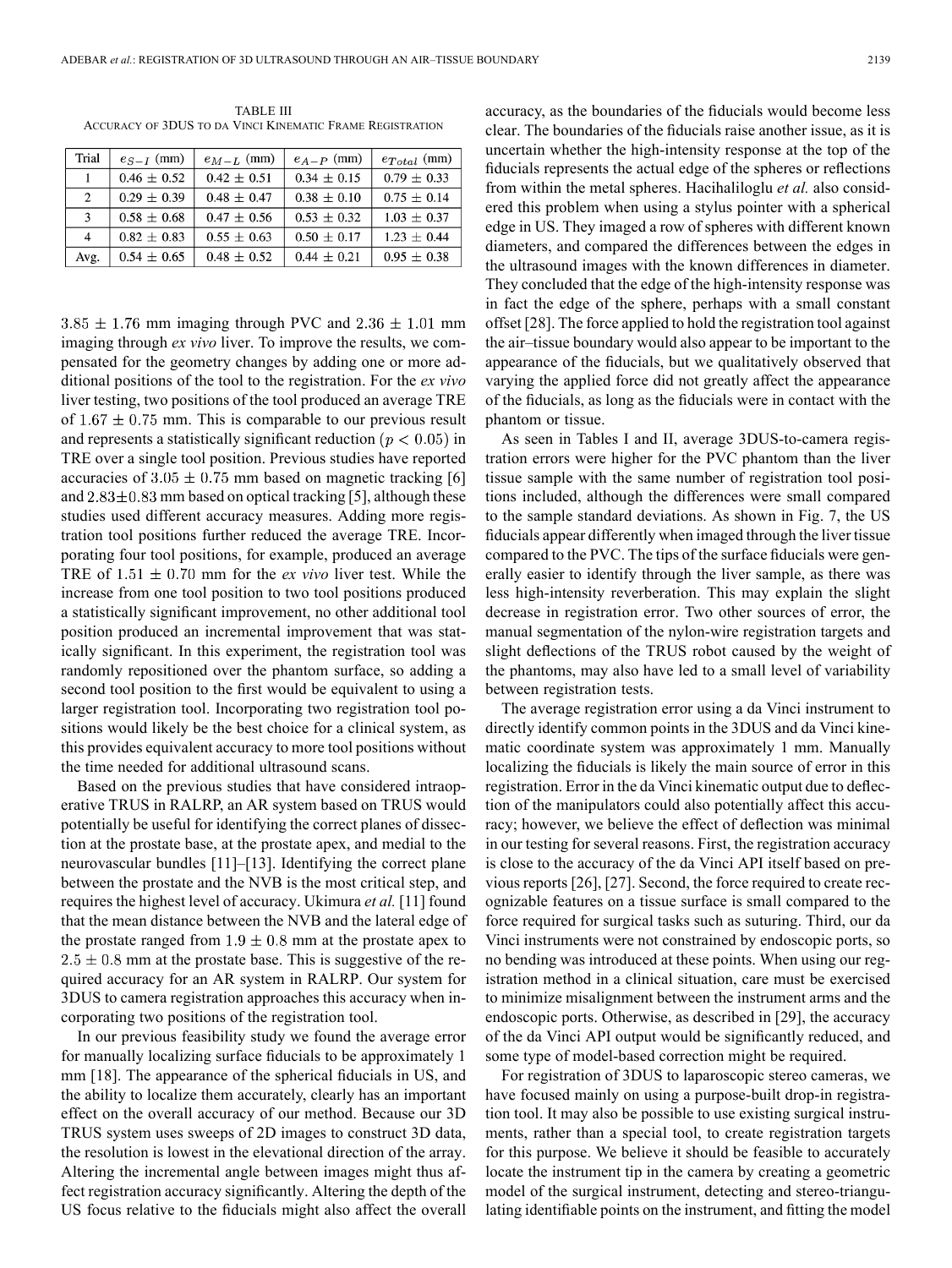TABLE III
ACCURACY OF 3DUS TO DA VINCI KINEMATIC FRAME REGISTRATION

| Trial | $e_{S-I}$ (mm) | $e_{M-L}$ (mm) | $e_{A-P}$ (mm) | $e_{Total}$ (mm) |
|---|---|---|---|---|
| 1 | $0.46 \pm 0.52$ | $0.42 \pm 0.51$ | $0.34 \pm 0.15$ | $0.79 \pm 0.33$ |
| 2 | $0.29 \pm 0.39$ | $0.48 \pm 0.47$ | $0.38 \pm 0.10$ | $0.75 \pm 0.14$ |
| 3 | $0.58 \pm 0.68$ | $0.47 \pm 0.56$ | $0.53 \pm 0.32$ | $1.03 \pm 0.37$ |
| 4 | $0.82 \pm 0.83$ | $0.55 \pm 0.63$ | $0.50 \pm 0.17$ | $1.23 \pm 0.44$ |
| Avg. | $0.54 \pm 0.65$ | $0.48 \pm 0.52$ | $0.44 \pm 0.21$ | $0.95 \pm 0.38$ |

$3.85 \pm 1.76$ mm imaging through PVC and $2.36 \pm 1.01$ mm imaging through *ex vivo* liver. To improve the results, we compensated for the geometry changes by adding one or more additional positions of the tool to the registration. For the *ex vivo* liver testing, two positions of the tool produced an average TRE of $1.67 \pm 0.75$ mm. This is comparable to our previous result and represents a statistically significant reduction ($p < 0.05$) in TRE over a single tool position. Previous studies have reported accuracies of $3.05 \pm 0.75$ mm based on magnetic tracking [6] and $2.83 \pm 0.83$ mm based on optical tracking [5], although these studies used different accuracy measures. Adding more registration tool positions further reduced the average TRE. Incorporating four tool positions, for example, produced an average TRE of $1.51 \pm 0.70$ mm for the *ex vivo* liver test. While the increase from one tool position to two tool positions produced a statistically significant improvement, no other additional tool position produced an incremental improvement that was statistically significant. In this experiment, the registration tool was randomly repositioned over the phantom surface, so adding a second tool position to the first would be equivalent to using a larger registration tool. Incorporating two registration tool positions would likely be the best choice for a clinical system, as this provides equivalent accuracy to more tool positions without the time needed for additional ultrasound scans.

Based on the previous studies that have considered intraoperative TRUS in RALRP, an AR system based on TRUS would potentially be useful for identifying the correct planes of dissection at the prostate base, at the prostate apex, and medial to the neurovascular bundles [11]–[13]. Identifying the correct plane between the prostate and the NVB is the most critical step, and requires the highest level of accuracy. Ukimura *et al.* [11] found that the mean distance between the NVB and the lateral edge of the prostate ranged from $1.9 \pm 0.8$ mm at the prostate apex to $2.5 \pm 0.8$ mm at the prostate base. This is suggestive of the required accuracy for an AR system in RALRP. Our system for 3DUS to camera registration approaches this accuracy when incorporating two positions of the registration tool.

In our previous feasibility study we found the average error for manually localizing surface fiducials to be approximately 1 mm [18]. The appearance of the spherical fiducials in US, and the ability to localize them accurately, clearly has an important effect on the overall accuracy of our method. Because our 3D TRUS system uses sweeps of 2D images to construct 3D data, the resolution is lowest in the elevational direction of the array. Altering the incremental angle between images might thus affect registration accuracy significantly. Altering the depth of the US focus relative to the fiducials might also affect the overall accuracy, as the boundaries of the fiducials would become less clear. The boundaries of the fiducials raise another issue, as it is uncertain whether the high-intensity response at the top of the fiducials represents the actual edge of the spheres or reflections from within the metal spheres. Hacihaliloglu *et al.* also considered this problem when using a stylus pointer with a spherical edge in US. They imaged a row of spheres with different known diameters, and compared the differences between the edges in the ultrasound images with the known differences in diameter. They concluded that the edge of the high-intensity response was in fact the edge of the sphere, perhaps with a small constant offset [28]. The force applied to hold the registration tool against the air–tissue boundary would also appear to be important to the appearance of the fiducials, but we qualitatively observed that varying the applied force did not greatly affect the appearance of the fiducials, as long as the fiducials were in contact with the phantom or tissue.

As seen in Tables I and II, average 3DUS-to-camera registration errors were higher for the PVC phantom than the liver tissue sample with the same number of registration tool positions included, although the differences were small compared to the sample standard deviations. As shown in Fig. 7, the US fiducials appear differently when imaged through the liver tissue compared to the PVC. The tips of the surface fiducials were generally easier to identify through the liver sample, as there was less high-intensity reverberation. This may explain the slight decrease in registration error. Two other sources of error, the manual segmentation of the nylon-wire registration targets and slight deflections of the TRUS robot caused by the weight of the phantoms, may also have led to a small level of variability between registration tests.

The average registration error using a da Vinci instrument to directly identify common points in the 3DUS and da Vinci kinematic coordinate system was approximately 1 mm. Manually localizing the fiducials is likely the main source of error in this registration. Error in the da Vinci kinematic output due to deflection of the manipulators could also potentially affect this accuracy; however, we believe the effect of deflection was minimal in our testing for several reasons. First, the registration accuracy is close to the accuracy of the da Vinci API itself based on previous reports [26], [27]. Second, the force required to create recognizable features on a tissue surface is small compared to the force required for surgical tasks such as suturing. Third, our da Vinci instruments were not constrained by endoscopic ports, so no bending was introduced at these points. When using our registration method in a clinical situation, care must be exercised to minimize misalignment between the instrument arms and the endoscopic ports. Otherwise, as described in [29], the accuracy of the da Vinci API output would be significantly reduced, and some type of model-based correction might be required.

For registration of 3DUS to laparoscopic stereo cameras, we have focused mainly on using a purpose-built drop-in registration tool. It may also be possible to use existing surgical instruments, rather than a special tool, to create registration targets for this purpose. We believe it should be feasible to accurately locate the instrument tip in the camera by creating a geometric model of the surgical instrument, detecting and stereo-triangulating identifiable points on the instrument, and fitting the model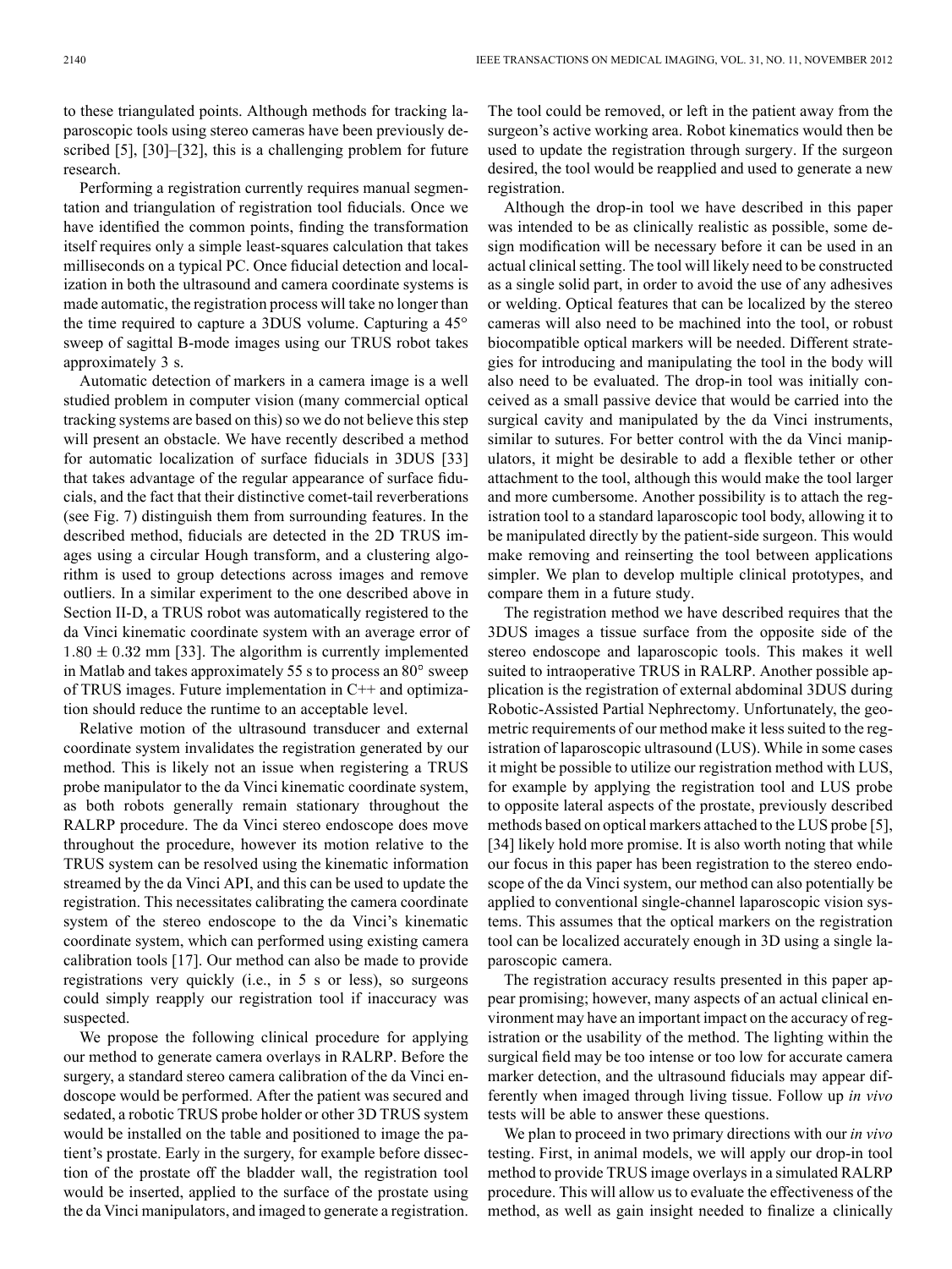to these triangulated points. Although methods for tracking laparoscopic tools using stereo cameras have been previously described [5], [30]–[32], this is a challenging problem for future research.

Performing a registration currently requires manual segmentation and triangulation of registration tool fiducials. Once we have identified the common points, finding the transformation itself requires only a simple least-squares calculation that takes milliseconds on a typical PC. Once fiducial detection and localization in both the ultrasound and camera coordinate systems is made automatic, the registration process will take no longer than the time required to capture a 3DUS volume. Capturing a 45° sweep of sagittal B-mode images using our TRUS robot takes approximately 3 s.

Automatic detection of markers in a camera image is a well studied problem in computer vision (many commercial optical tracking systems are based on this) so we do not believe this step will present an obstacle. We have recently described a method for automatic localization of surface fiducials in 3DUS [33] that takes advantage of the regular appearance of surface fiducials, and the fact that their distinctive comet-tail reverberations (see Fig. 7) distinguish them from surrounding features. In the described method, fiducials are detected in the 2D TRUS images using a circular Hough transform, and a clustering algorithm is used to group detections across images and remove outliers. In a similar experiment to the one described above in Section II-D, a TRUS robot was automatically registered to the da Vinci kinematic coordinate system with an average error of $1.80 \pm 0.32$ mm [33]. The algorithm is currently implemented in Matlab and takes approximately 55 s to process an 80° sweep of TRUS images. Future implementation in C++ and optimization should reduce the runtime to an acceptable level.

Relative motion of the ultrasound transducer and external coordinate system invalidates the registration generated by our method. This is likely not an issue when registering a TRUS probe manipulator to the da Vinci kinematic coordinate system, as both robots generally remain stationary throughout the RALRP procedure. The da Vinci stereo endoscope does move throughout the procedure, however its motion relative to the TRUS system can be resolved using the kinematic information streamed by the da Vinci API, and this can be used to update the registration. This necessitates calibrating the camera coordinate system of the stereo endoscope to the da Vinci's kinematic coordinate system, which can performed using existing camera calibration tools [17]. Our method can also be made to provide registrations very quickly (i.e., in 5 s or less), so surgeons could simply reapply our registration tool if inaccuracy was suspected.

We propose the following clinical procedure for applying our method to generate camera overlays in RALRP. Before the surgery, a standard stereo camera calibration of the da Vinci endoscope would be performed. After the patient was secured and sedated, a robotic TRUS probe holder or other 3D TRUS system would be installed on the table and positioned to image the patient's prostate. Early in the surgery, for example before dissection of the prostate off the bladder wall, the registration tool would be inserted, applied to the surface of the prostate using the da Vinci manipulators, and imaged to generate a registration. The tool could be removed, or left in the patient away from the surgeon's active working area. Robot kinematics would then be used to update the registration through surgery. If the surgeon desired, the tool would be reapplied and used to generate a new registration.

Although the drop-in tool we have described in this paper was intended to be as clinically realistic as possible, some design modification will be necessary before it can be used in an actual clinical setting. The tool will likely need to be constructed as a single solid part, in order to avoid the use of any adhesives or welding. Optical features that can be localized by the stereo cameras will also need to be machined into the tool, or robust biocompatible optical markers will be needed. Different strategies for introducing and manipulating the tool in the body will also need to be evaluated. The drop-in tool was initially conceived as a small passive device that would be carried into the surgical cavity and manipulated by the da Vinci instruments, similar to sutures. For better control with the da Vinci manipulators, it might be desirable to add a flexible tether or other attachment to the tool, although this would make the tool larger and more cumbersome. Another possibility is to attach the registration tool to a standard laparoscopic tool body, allowing it to be manipulated directly by the patient-side surgeon. This would make removing and reinserting the tool between applications simpler. We plan to develop multiple clinical prototypes, and compare them in a future study.

The registration method we have described requires that the 3DUS images a tissue surface from the opposite side of the stereo endoscope and laparoscopic tools. This makes it well suited to intraoperative TRUS in RALRP. Another possible application is the registration of external abdominal 3DUS during Robotic-Assisted Partial Nephrectomy. Unfortunately, the geometric requirements of our method make it less suited to the registration of laparoscopic ultrasound (LUS). While in some cases it might be possible to utilize our registration method with LUS, for example by applying the registration tool and LUS probe to opposite lateral aspects of the prostate, previously described methods based on optical markers attached to the LUS probe [5], [34] likely hold more promise. It is also worth noting that while our focus in this paper has been registration to the stereo endoscope of the da Vinci system, our method can also potentially be applied to conventional single-channel laparoscopic vision systems. This assumes that the optical markers on the registration tool can be localized accurately enough in 3D using a single laparoscopic camera.

The registration accuracy results presented in this paper appear promising; however, many aspects of an actual clinical environment may have an important impact on the accuracy of registration or the usability of the method. The lighting within the surgical field may be too intense or too low for accurate camera marker detection, and the ultrasound fiducials may appear differently when imaged through living tissue. Follow up *in vivo* tests will be able to answer these questions.

We plan to proceed in two primary directions with our *in vivo* testing. First, in animal models, we will apply our drop-in tool method to provide TRUS image overlays in a simulated RALRP procedure. This will allow us to evaluate the effectiveness of the method, as well as gain insight needed to finalize a clinically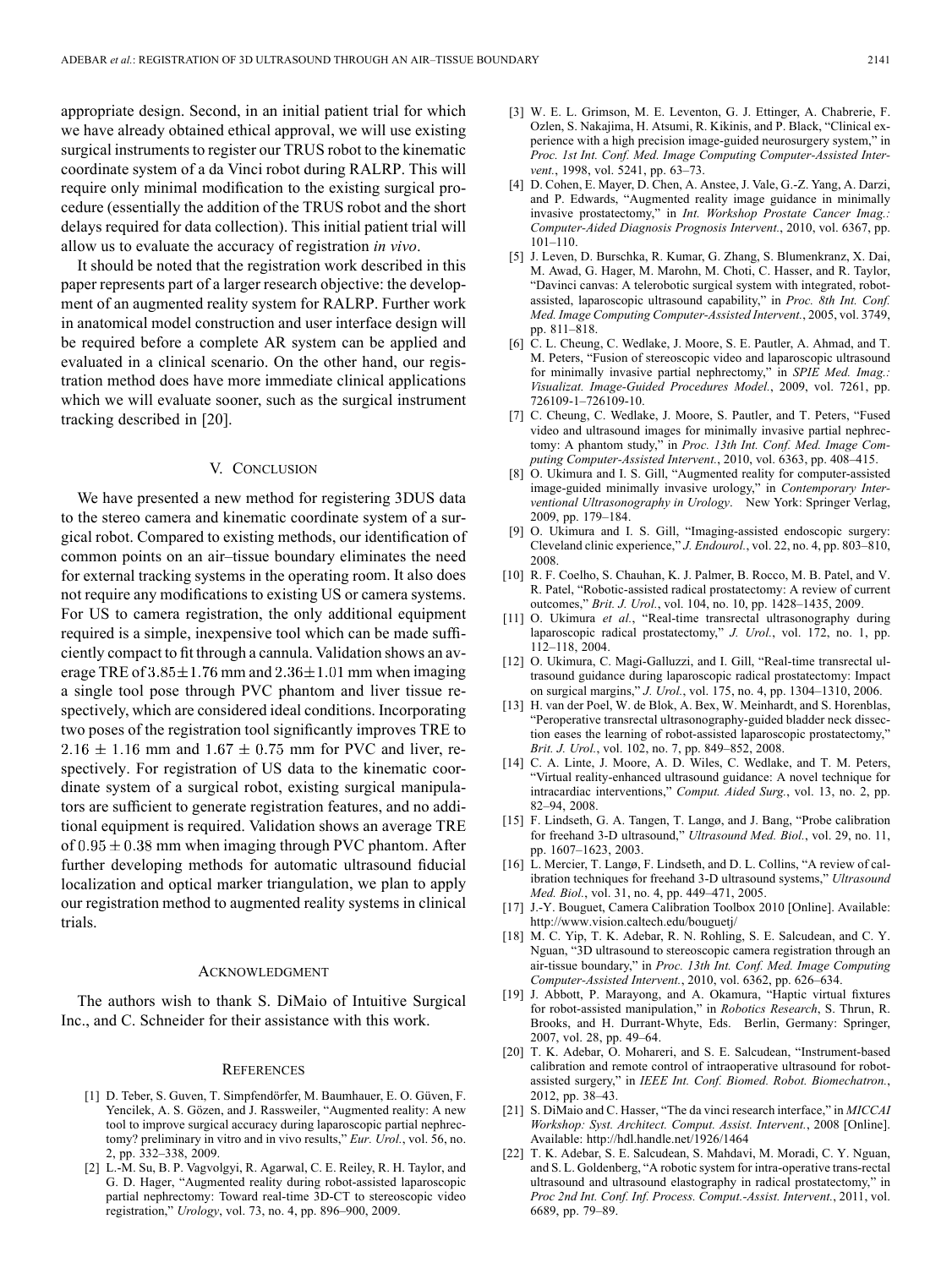appropriate design. Second, in an initial patient trial for which we have already obtained ethical approval, we will use existing surgical instruments to register our TRUS robot to the kinematic coordinate system of a da Vinci robot during RALRP. This will require only minimal modification to the existing surgical procedure (essentially the addition of the TRUS robot and the short delays required for data collection). This initial patient trial will allow us to evaluate the accuracy of registration *in vivo*.

It should be noted that the registration work described in this paper represents part of a larger research objective: the development of an augmented reality system for RALRP. Further work in anatomical model construction and user interface design will be required before a complete AR system can be applied and evaluated in a clinical scenario. On the other hand, our registration method does have more immediate clinical applications which we will evaluate sooner, such as the surgical instrument tracking described in [20].

## V. Conclusion

We have presented a new method for registering 3DUS data to the stereo camera and kinematic coordinate system of a surgical robot. Compared to existing methods, our identification of common points on an air–tissue boundary eliminates the need for external tracking systems in the operating room. It also does not require any modifications to existing US or camera systems. For US to camera registration, the only additional equipment required is a simple, inexpensive tool which can be made sufficiently compact to fit through a cannula. Validation shows an average TRE of $3.85 \pm 1.76$ mm and $2.36 \pm 1.01$ mm when imaging a single tool pose through PVC phantom and liver tissue respectively, which are considered ideal conditions. Incorporating two poses of the registration tool significantly improves TRE to $2.16 \pm 1.16$ mm and $1.67 \pm 0.75$ mm for PVC and liver, respectively. For registration of US data to the kinematic coordinate system of a surgical robot, existing surgical manipulators are sufficient to generate registration features, and no additional equipment is required. Validation shows an average TRE of $0.95 \pm 0.38$ mm when imaging through PVC phantom. After further developing methods for automatic ultrasound fiducial localization and optical marker triangulation, we plan to apply our registration method to augmented reality systems in clinical trials.

## Acknowledgment

The authors wish to thank S. DiMaio of Intuitive Surgical Inc., and C. Schneider for their assistance with this work.

## References

[1] D. Teber, S. Guven, T. Simpfendörfer, M. Baumhauer, E. O. Güven, F. Yencilek, A. S. Gözen, and J. Rassweiler, "Augmented reality: A new tool to improve surgical accuracy during laparoscopic partial nephrectomy? preliminary in vitro and in vivo results," *Eur. Urol.*, vol. 56, no. 2, pp. 332–338, 2009.

[2] L.-M. Su, B. P. Vagvolgyi, R. Agarwal, C. E. Reiley, R. H. Taylor, and G. D. Hager, "Augmented reality during robot-assisted laparoscopic partial nephrectomy: Toward real-time 3D-CT to stereoscopic video registration," *Urology*, vol. 73, no. 4, pp. 896–900, 2009.

[3] W. E. L. Grimson, M. E. Leventon, G. J. Ettinger, A. Chabrerie, F. Ozlen, S. Nakajima, H. Atsumi, R. Kikinis, and P. Black, "Clinical experience with a high precision image-guided neurosurgery system," in *Proc. 1st Int. Conf. Med. Image Computing Computer-Assisted Intervent.*, 1998, vol. 5241, pp. 63–73.

[4] D. Cohen, E. Mayer, D. Chen, A. Anstee, J. Vale, G.-Z. Yang, A. Darzi, and P. Edwards, "Augmented reality image guidance in minimally invasive prostatectomy," in *Int. Workshop Prostate Cancer Imag.: Computer-Aided Diagnosis Prognosis Intervent.*, 2010, vol. 6367, pp. 101–110.

[5] J. Leven, D. Burschka, R. Kumar, G. Zhang, S. Blumenkranz, X. Dai, M. Awad, G. Hager, M. Marohn, M. Choti, C. Hasser, and R. Taylor, "Davinci canvas: A telerobotic surgical system with integrated, robot-assisted, laparoscopic ultrasound capability," in *Proc. 8th Int. Conf. Med. Image Computing Computer-Assisted Intervent.*, 2005, vol. 3749, pp. 811–818.

[6] C. L. Cheung, C. Wedlake, J. Moore, S. E. Pautler, A. Ahmad, and T. M. Peters, "Fusion of stereoscopic video and laparoscopic ultrasound for minimally invasive partial nephrectomy," in *SPIE Med. Imag.: Visualizat. Image-Guided Procedures Model.*, 2009, vol. 7261, pp. 726109-1–726109-10.

[7] C. Cheung, C. Wedlake, J. Moore, S. Pautler, and T. Peters, "Fused video and ultrasound images for minimally invasive partial nephrectomy: A phantom study," in *Proc. 13th Int. Conf. Med. Image Computing Computer-Assisted Intervent.*, 2010, vol. 6363, pp. 408–415.

[8] O. Ukimura and I. S. Gill, "Augmented reality for computer-assisted image-guided minimally invasive urology," in *Contemporary Interventional Ultrasonography in Urology*. New York: Springer Verlag, 2009, pp. 179–184.

[9] O. Ukimura and I. S. Gill, "Imaging-assisted endoscopic surgery: Cleveland clinic experience," *J. Endourol.*, vol. 22, no. 4, pp. 803–810, 2008.

[10] R. F. Coelho, S. Chauhan, K. J. Palmer, B. Rocco, M. B. Patel, and V. R. Patel, "Robotic-assisted radical prostatectomy: A review of current outcomes," *Brit. J. Urol.*, vol. 104, no. 10, pp. 1428–1435, 2009.

[11] O. Ukimura *et al.*, "Real-time transrectal ultrasonography during laparoscopic radical prostatectomy," *J. Urol.*, vol. 172, no. 1, pp. 112–118, 2004.

[12] O. Ukimura, C. Magi-Galluzzi, and I. Gill, "Real-time transrectal ultrasound guidance during laparoscopic radical prostatectomy: Impact on surgical margins," *J. Urol.*, vol. 175, no. 4, pp. 1304–1310, 2006.

[13] H. van der Poel, W. de Blok, A. Bex, W. Meinhardt, and S. Horenblas, "Peroperative transrectal ultrasonography-guided bladder neck dissection eases the learning of robot-assisted laparoscopic prostatectomy," *Brit. J. Urol.*, vol. 102, no. 7, pp. 849–852, 2008.

[14] C. A. Linte, J. Moore, A. D. Wiles, C. Wedlake, and T. M. Peters, "Virtual reality-enhanced ultrasound guidance: A novel technique for intracardiac interventions," *Comput. Aided Surg.*, vol. 13, no. 2, pp. 82–94, 2008.

[15] F. Lindseth, G. A. Tangen, T. Langø, and J. Bang, "Probe calibration for freehand 3-D ultrasound," *Ultrasound Med. Biol.*, vol. 29, no. 11, pp. 1607–1623, 2003.

[16] L. Mercier, T. Langø, F. Lindseth, and D. L. Collins, "A review of calibration techniques for freehand 3-D ultrasound systems," *Ultrasound Med. Biol.*, vol. 31, no. 4, pp. 449–471, 2005.

[17] J.-Y. Bouguet, Camera Calibration Toolbox 2010 [Online]. Available: http://www.vision.caltech.edu/bouguetj/

[18] M. C. Yip, T. K. Adebar, R. N. Rohling, S. E. Salcudean, and C. Y. Nguan, "3D ultrasound to stereoscopic camera registration through an air-tissue boundary," in *Proc. 13th Int. Conf. Med. Image Computing Computer-Assisted Intervent.*, 2010, vol. 6362, pp. 626–634.

[19] J. Abbott, P. Marayong, and A. Okamura, "Haptic virtual fixtures for robot-assisted manipulation," in *Robotics Research*, S. Thrun, R. Brooks, and H. Durrant-Whyte, Eds. Berlin, Germany: Springer, 2007, vol. 28, pp. 49–64.

[20] T. K. Adebar, O. Mohareri, and S. E. Salcudean, "Instrument-based calibration and remote control of intraoperative ultrasound for robot-assisted surgery," in *IEEE Int. Conf. Biomed. Robot. Biomechatron.*, 2012, pp. 38–43.

[21] S. DiMaio and C. Hasser, "The da vinci research interface," in *MICCAI Workshop: Syst. Architect. Comput. Assist. Intervent.*, 2008 [Online]. Available: http://hdl.handle.net/1926/1464

[22] T. K. Adebar, S. E. Salcudean, S. Mahdavi, M. Moradi, C. Y. Nguan, and S. L. Goldenberg, "A robotic system for intra-operative trans-rectal ultrasound and ultrasound elastography in radical prostatectomy," in *Proc 2nd Int. Conf. Inf. Process. Comput.-Assist. Intervent.*, 2011, vol. 6689, pp. 79–89.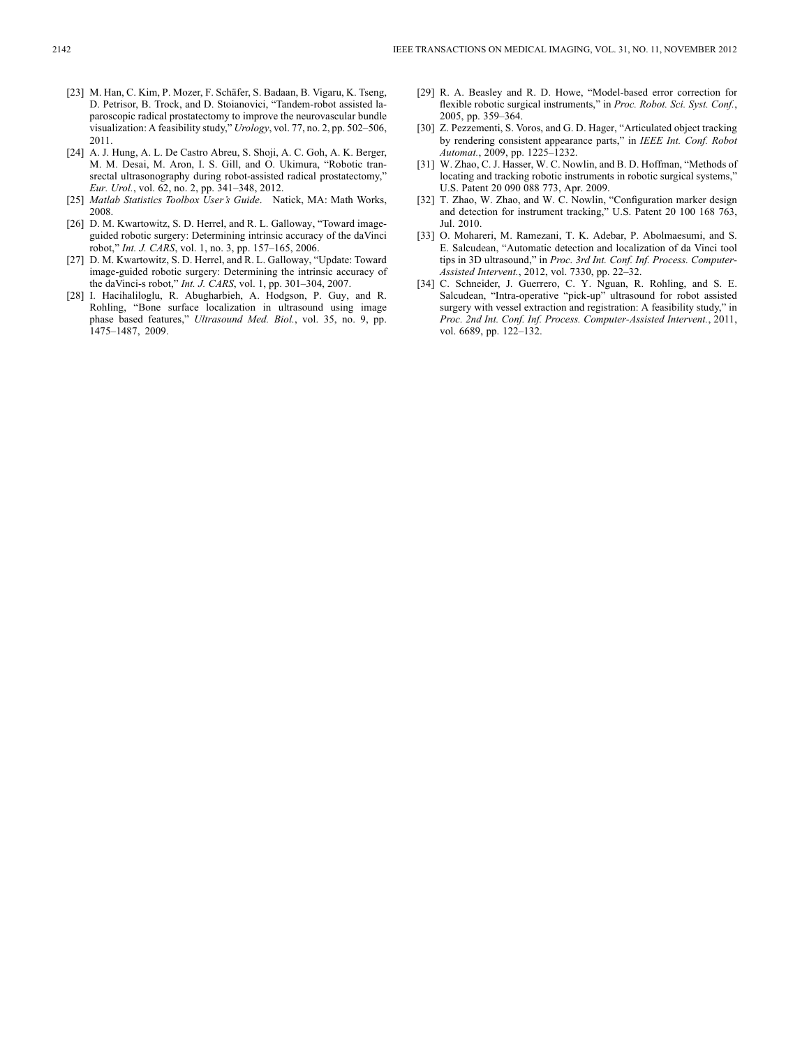[23] M. Han, C. Kim, P. Mozer, F. Schäfer, S. Badaan, B. Vigaru, K. Tseng, D. Petrisor, B. Trock, and D. Stoianovici, "Tandem-robot assisted laparoscopic radical prostatectomy to improve the neurovascular bundle visualization: A feasibility study," *Urology*, vol. 77, no. 2, pp. 502–506, 2011.

[24] A. J. Hung, A. L. De Castro Abreu, S. Shoji, A. C. Goh, A. K. Berger, M. M. Desai, M. Aron, I. S. Gill, and O. Ukimura, "Robotic transrectal ultrasonography during robot-assisted radical prostatectomy," *Eur. Urol.*, vol. 62, no. 2, pp. 341–348, 2012.

[25] *Matlab Statistics Toolbox User's Guide*. Natick, MA: Math Works, 2008.

[26] D. M. Kwartowitz, S. D. Herrel, and R. L. Galloway, "Toward image-guided robotic surgery: Determining intrinsic accuracy of the daVinci robot," *Int. J. CARS*, vol. 1, no. 3, pp. 157–165, 2006.

[27] D. M. Kwartowitz, S. D. Herrel, and R. L. Galloway, "Update: Toward image-guided robotic surgery: Determining the intrinsic accuracy of the daVinci-s robot," *Int. J. CARS*, vol. 1, pp. 301–304, 2007.

[28] I. Hacihaliloglu, R. Abugharbieh, A. Hodgson, P. Guy, and R. Rohling, "Bone surface localization in ultrasound using image phase based features," *Ultrasound Med. Biol.*, vol. 35, no. 9, pp. 1475–1487, 2009.

[29] R. A. Beasley and R. D. Howe, "Model-based error correction for flexible robotic surgical instruments," in *Proc. Robot. Sci. Syst. Conf.*, 2005, pp. 359–364.

[30] Z. Pezzementi, S. Voros, and G. D. Hager, "Articulated object tracking by rendering consistent appearance parts," in *IEEE Int. Conf. Robot Automat.*, 2009, pp. 1225–1232.

[31] W. Zhao, C. J. Hasser, W. C. Nowlin, and B. D. Hoffman, "Methods of locating and tracking robotic instruments in robotic surgical systems," U.S. Patent 20 090 088 773, Apr. 2009.

[32] T. Zhao, W. Zhao, and W. C. Nowlin, "Configuration marker design and detection for instrument tracking," U.S. Patent 20 100 168 763, Jul. 2010.

[33] O. Mohareri, M. Ramezani, T. K. Adebar, P. Abolmaesumi, and S. E. Salcudean, "Automatic detection and localization of da Vinci tool tips in 3D ultrasound," in *Proc. 3rd Int. Conf. Inf. Process. Computer-Assisted Intervent.*, 2012, vol. 7330, pp. 22–32.

[34] C. Schneider, J. Guerrero, C. Y. Nguan, R. Rohling, and S. E. Salcudean, "Intra-operative "pick-up" ultrasound for robot assisted surgery with vessel extraction and registration: A feasibility study," in *Proc. 2nd Int. Conf. Inf. Process. Computer-Assisted Intervent.*, 2011, vol. 6689, pp. 122–132.